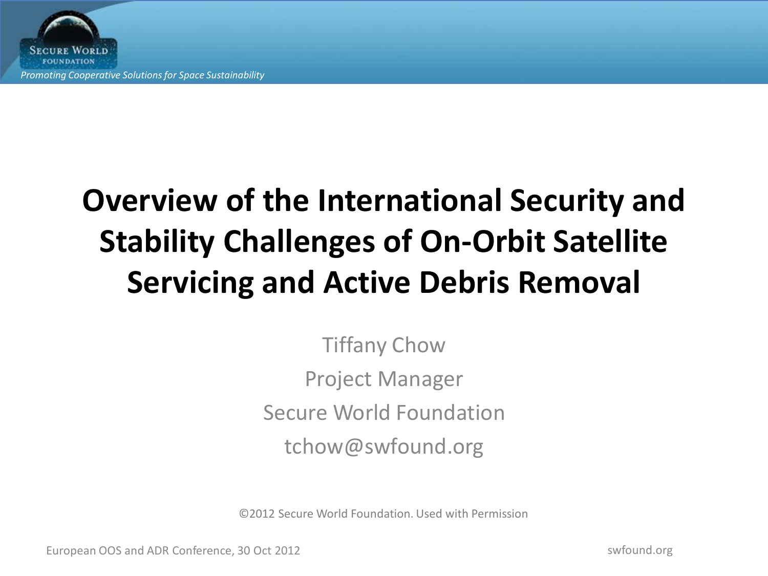# Overview of the International Security and Stability Challenges of On-Orbit Satellite Servicing and Active Debris Removal

Tiffany Chow

Project Manager

Secure World Foundation

tchow@swfound.org

©2012 Secure World Foundation. Used with Permission

European OOS and ADR Conference, 30 Oct 2012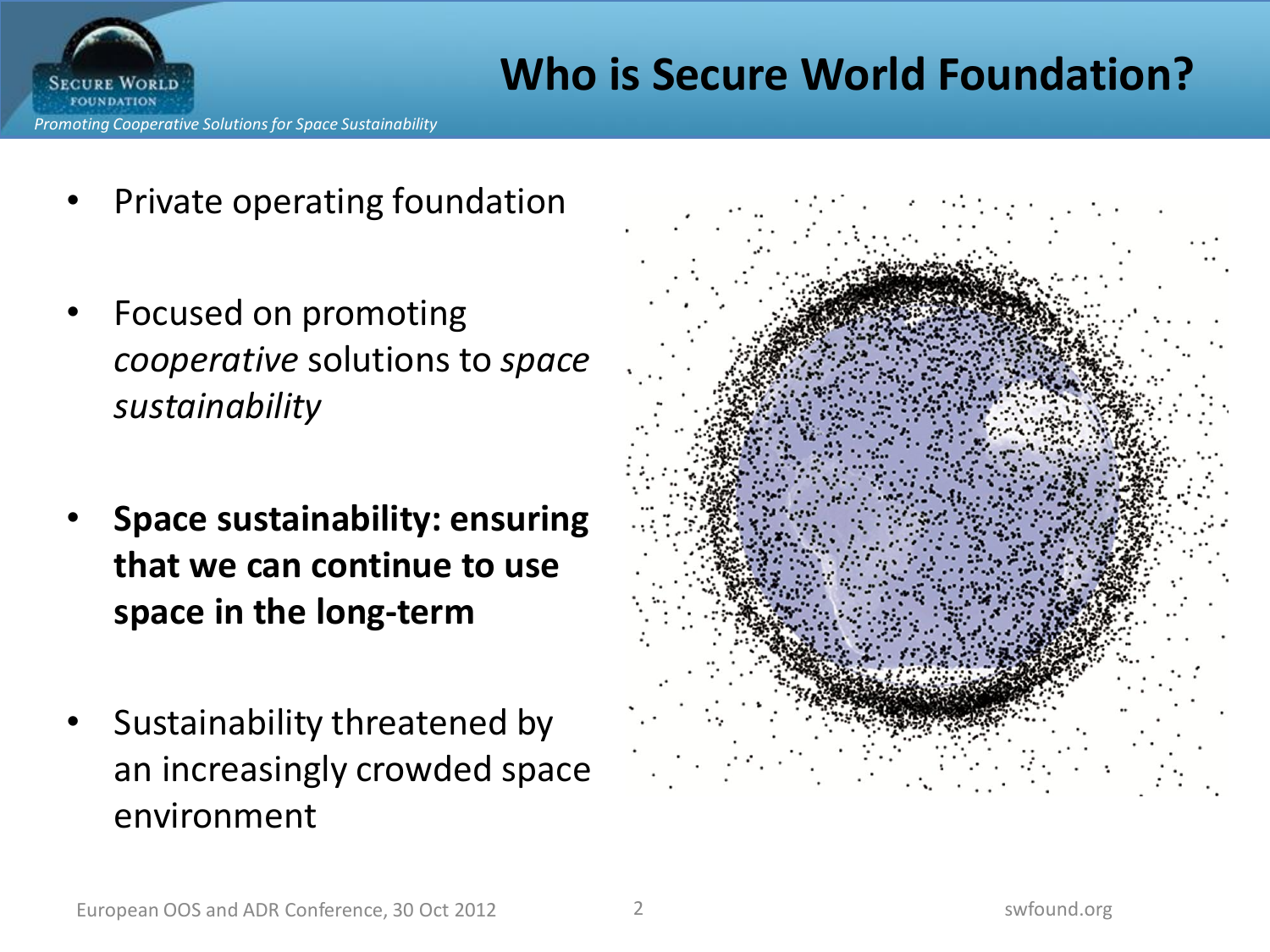# Who is Secure World Foundation?

- Private operating foundation
- Focused on promoting *cooperative* solutions to *space sustainability*
- **Space sustainability: ensuring that we can continue to use space in the long-term**
- Sustainability threatened by an increasingly crowded space environment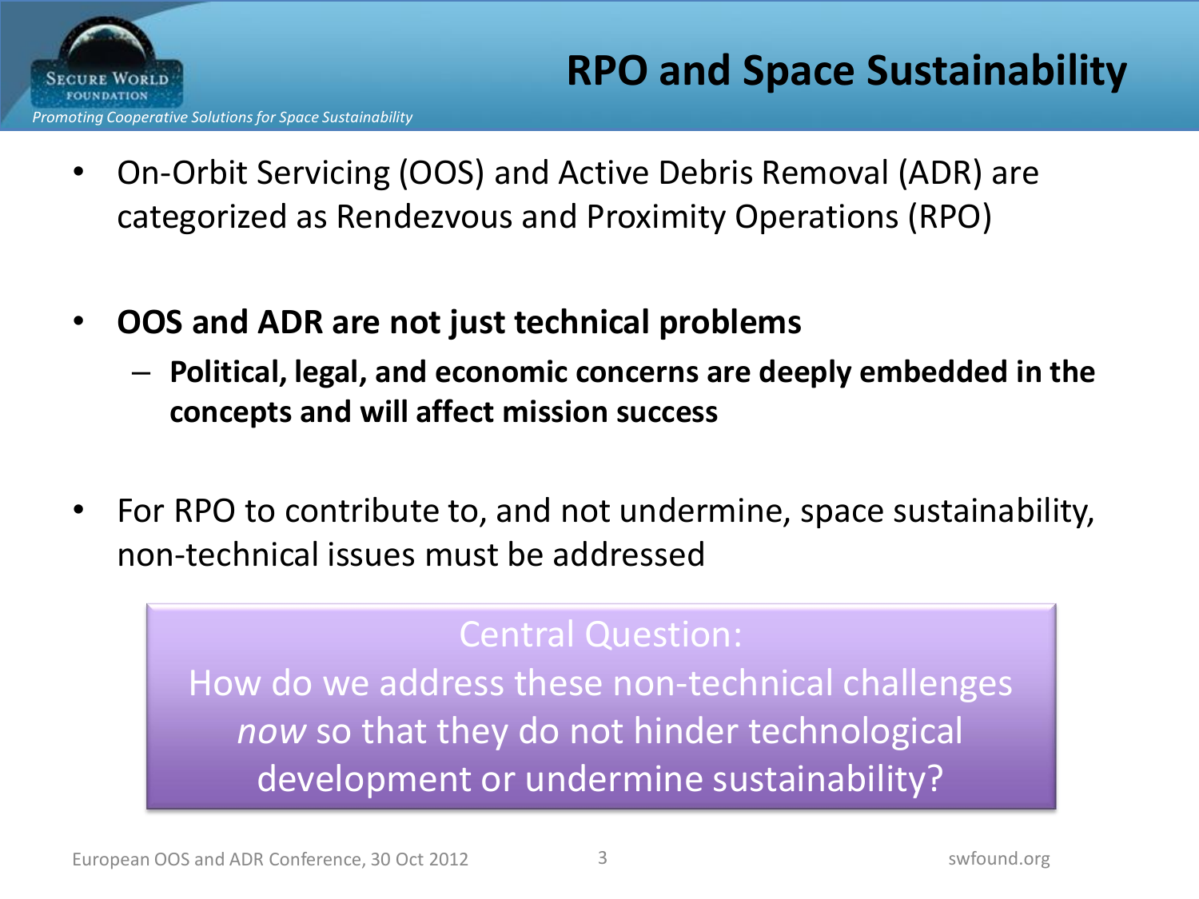# RPO and Space Sustainability

- On-Orbit Servicing (OOS) and Active Debris Removal (ADR) are categorized as Rendezvous and Proximity Operations (RPO)

- **OOS and ADR are not just technical problems**
  - **Political, legal, and economic concerns are deeply embedded in the concepts and will affect mission success**

- For RPO to contribute to, and not undermine, space sustainability, non-technical issues must be addressed

> Central Question:
> How do we address these non-technical challenges *now* so that they do not hinder technological development or undermine sustainability?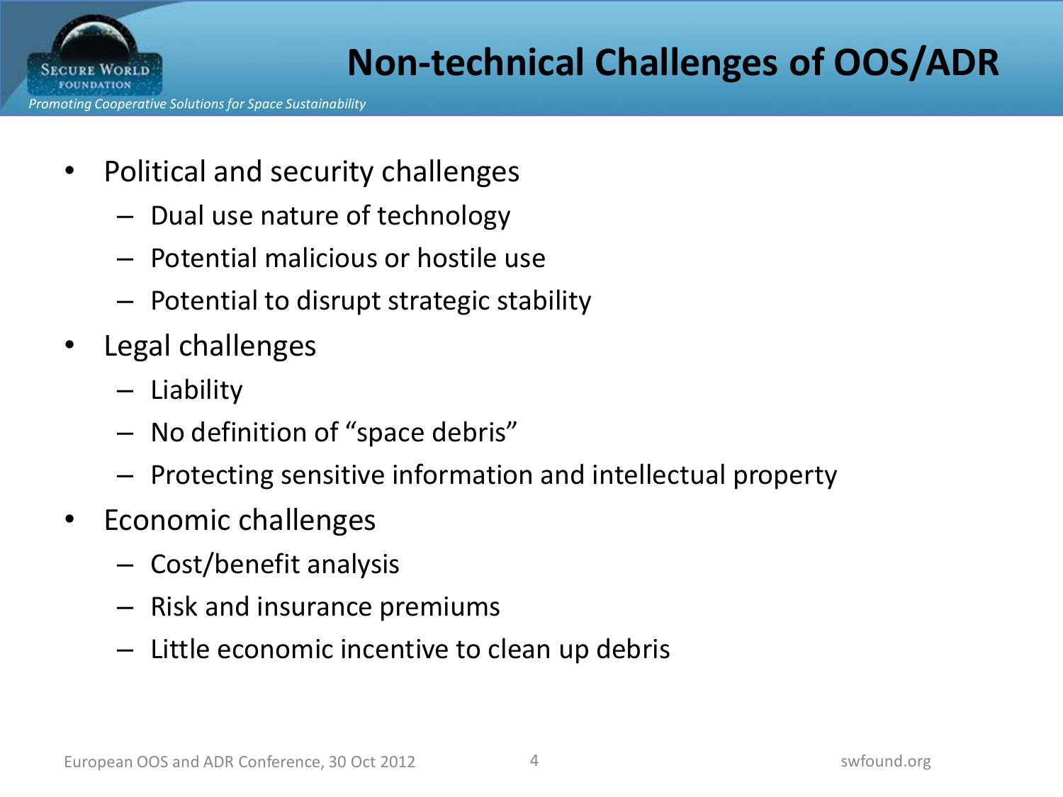# Non-technical Challenges of OOS/ADR

- Political and security challenges
  - Dual use nature of technology
  - Potential malicious or hostile use
  - Potential to disrupt strategic stability
- Legal challenges
  - Liability
  - No definition of “space debris”
  - Protecting sensitive information and intellectual property
- Economic challenges
  - Cost/benefit analysis
  - Risk and insurance premiums
  - Little economic incentive to clean up debris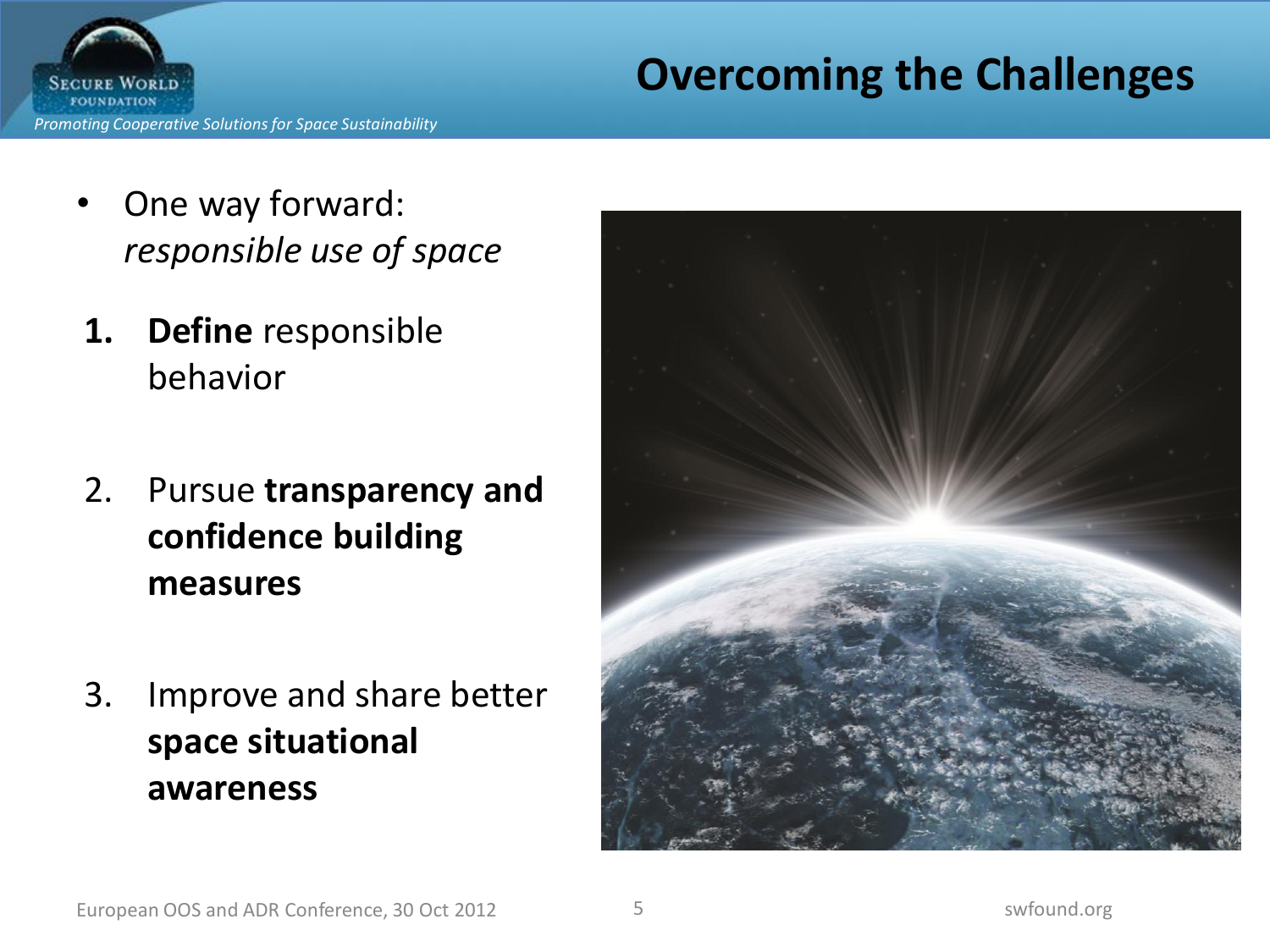# Overcoming the Challenges

- One way forward: *responsible use of space*

1. **Define** responsible behavior
2. Pursue **transparency and confidence building measures**
3. Improve and share better **space situational awareness**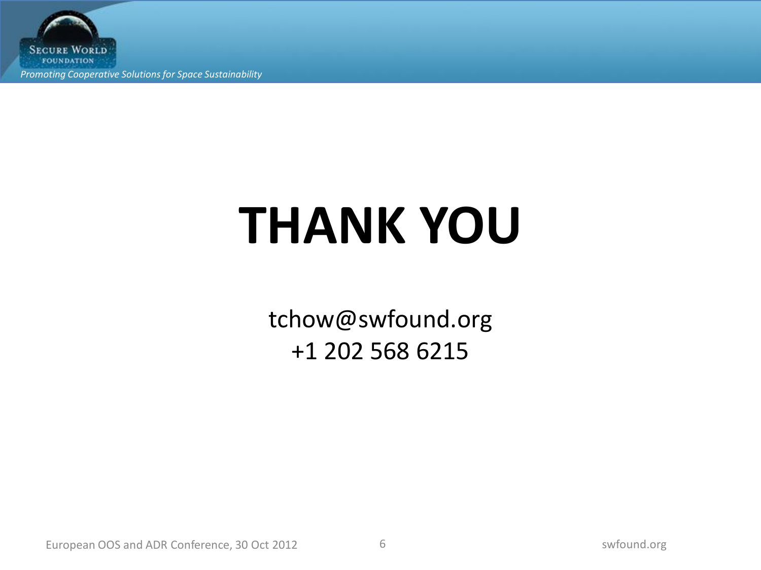# THANK YOU

tchow@swfound.org
+1 202 568 6215